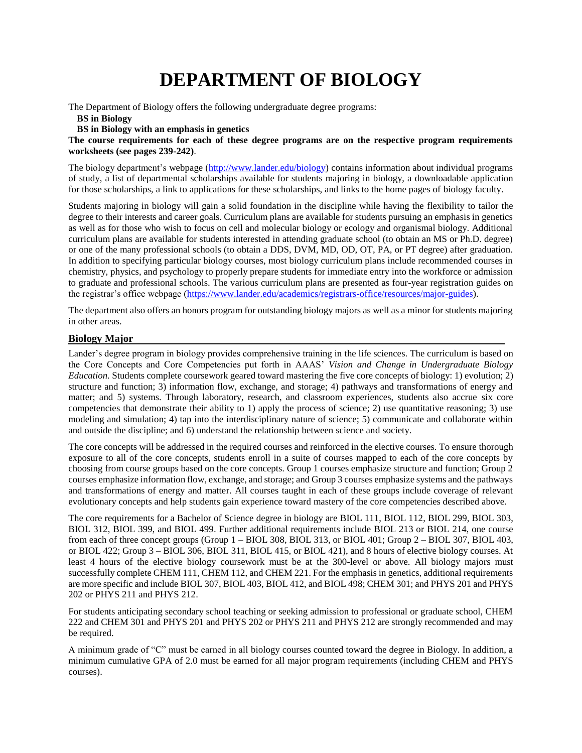# DEPARTMENT OF BIOLOGY

The Department of Biology offers the following undergraduate degree programs:

**BS in Biology**

**BS in Biology with an emphasis in genetics**

**The course requirements for each of these degree programs are on the respective program requirements worksheets (see pages 239-242)**.

The biology department's webpage ([http://www.lander.edu/biology](http://www.lander.edu/biology)) contains information about individual programs of study, a list of departmental scholarships available for students majoring in biology, a downloadable application for those scholarships, a link to applications for these scholarships, and links to the home pages of biology faculty.

Students majoring in biology will gain a solid foundation in the discipline while having the flexibility to tailor the degree to their interests and career goals. Curriculum plans are available for students pursuing an emphasis in genetics as well as for those who wish to focus on cell and molecular biology or ecology and organismal biology. Additional curriculum plans are available for students interested in attending graduate school (to obtain an MS or Ph.D. degree) or one of the many professional schools (to obtain a DDS, DVM, MD, OD, OT, PA, or PT degree) after graduation. In addition to specifying particular biology courses, most biology curriculum plans include recommended courses in chemistry, physics, and psychology to properly prepare students for immediate entry into the workforce or admission to graduate and professional schools. The various curriculum plans are presented as four-year registration guides on the registrar's office webpage ([https://www.lander.edu/academics/registrars-office/resources/major-guides](https://www.lander.edu/academics/registrars-office/resources/major-guides)).

The department also offers an honors program for outstanding biology majors as well as a minor for students majoring in other areas.

## Biology Major

Lander's degree program in biology provides comprehensive training in the life sciences. The curriculum is based on the Core Concepts and Core Competencies put forth in AAAS' *Vision and Change in Undergraduate Biology Education.* Students complete coursework geared toward mastering the five core concepts of biology: 1) evolution; 2) structure and function; 3) information flow, exchange, and storage; 4) pathways and transformations of energy and matter; and 5) systems. Through laboratory, research, and classroom experiences, students also accrue six core competencies that demonstrate their ability to 1) apply the process of science; 2) use quantitative reasoning; 3) use modeling and simulation; 4) tap into the interdisciplinary nature of science; 5) communicate and collaborate within and outside the discipline; and 6) understand the relationship between science and society.

The core concepts will be addressed in the required courses and reinforced in the elective courses. To ensure thorough exposure to all of the core concepts, students enroll in a suite of courses mapped to each of the core concepts by choosing from course groups based on the core concepts. Group 1 courses emphasize structure and function; Group 2 courses emphasize information flow, exchange, and storage; and Group 3 courses emphasize systems and the pathways and transformations of energy and matter. All courses taught in each of these groups include coverage of relevant evolutionary concepts and help students gain experience toward mastery of the core competencies described above.

The core requirements for a Bachelor of Science degree in biology are BIOL 111, BIOL 112, BIOL 299, BIOL 303, BIOL 312, BIOL 399, and BIOL 499. Further additional requirements include BIOL 213 or BIOL 214, one course from each of three concept groups (Group 1 – BIOL 308, BIOL 313, or BIOL 401; Group 2 – BIOL 307, BIOL 403, or BIOL 422; Group 3 – BIOL 306, BIOL 311, BIOL 415, or BIOL 421), and 8 hours of elective biology courses. At least 4 hours of the elective biology coursework must be at the 300-level or above. All biology majors must successfully complete CHEM 111, CHEM 112, and CHEM 221. For the emphasis in genetics, additional requirements are more specific and include BIOL 307, BIOL 403, BIOL 412, and BIOL 498; CHEM 301; and PHYS 201 and PHYS 202 or PHYS 211 and PHYS 212.

For students anticipating secondary school teaching or seeking admission to professional or graduate school, CHEM 222 and CHEM 301 and PHYS 201 and PHYS 202 or PHYS 211 and PHYS 212 are strongly recommended and may be required.

A minimum grade of "C" must be earned in all biology courses counted toward the degree in Biology. In addition, a minimum cumulative GPA of 2.0 must be earned for all major program requirements (including CHEM and PHYS courses).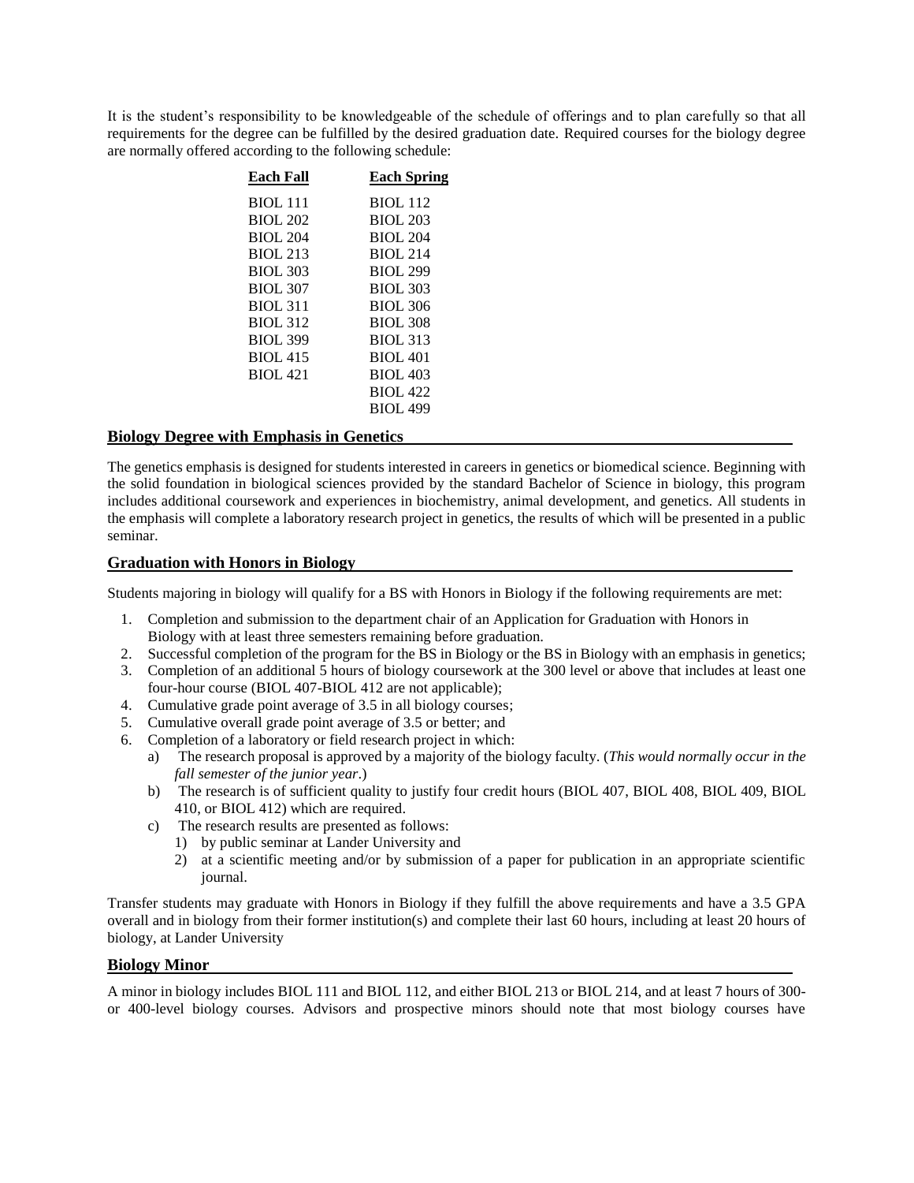It is the student's responsibility to be knowledgeable of the schedule of offerings and to plan carefully so that all requirements for the degree can be fulfilled by the desired graduation date. Required courses for the biology degree are normally offered according to the following schedule:

| Each Fall | Each Spring |
|---|---|
| BIOL 111 | BIOL 112 |
| BIOL 202 | BIOL 203 |
| BIOL 204 | BIOL 204 |
| BIOL 213 | BIOL 214 |
| BIOL 303 | BIOL 299 |
| BIOL 307 | BIOL 303 |
| BIOL 311 | BIOL 306 |
| BIOL 312 | BIOL 308 |
| BIOL 399 | BIOL 313 |
| BIOL 415 | BIOL 401 |
| BIOL 421 | BIOL 403 |
| | BIOL 422 |
| | BIOL 499 |

## Biology Degree with Emphasis in Genetics

The genetics emphasis is designed for students interested in careers in genetics or biomedical science. Beginning with the solid foundation in biological sciences provided by the standard Bachelor of Science in biology, this program includes additional coursework and experiences in biochemistry, animal development, and genetics. All students in the emphasis will complete a laboratory research project in genetics, the results of which will be presented in a public seminar.

## Graduation with Honors in Biology

Students majoring in biology will qualify for a BS with Honors in Biology if the following requirements are met:

1. Completion and submission to the department chair of an Application for Graduation with Honors in Biology with at least three semesters remaining before graduation.
2. Successful completion of the program for the BS in Biology or the BS in Biology with an emphasis in genetics;
3. Completion of an additional 5 hours of biology coursework at the 300 level or above that includes at least one four-hour course (BIOL 407-BIOL 412 are not applicable);
4. Cumulative grade point average of 3.5 in all biology courses;
5. Cumulative overall grade point average of 3.5 or better; and
6. Completion of a laboratory or field research project in which:
   a) The research proposal is approved by a majority of the biology faculty. (*This would normally occur in the fall semester of the junior year*.)
   b) The research is of sufficient quality to justify four credit hours (BIOL 407, BIOL 408, BIOL 409, BIOL 410, or BIOL 412) which are required.
   c) The research results are presented as follows:
      1) by public seminar at Lander University and
      2) at a scientific meeting and/or by submission of a paper for publication in an appropriate scientific journal.

Transfer students may graduate with Honors in Biology if they fulfill the above requirements and have a 3.5 GPA overall and in biology from their former institution(s) and complete their last 60 hours, including at least 20 hours of biology, at Lander University

## Biology Minor

A minor in biology includes BIOL 111 and BIOL 112, and either BIOL 213 or BIOL 214, and at least 7 hours of 300- or 400-level biology courses. Advisors and prospective minors should note that most biology courses have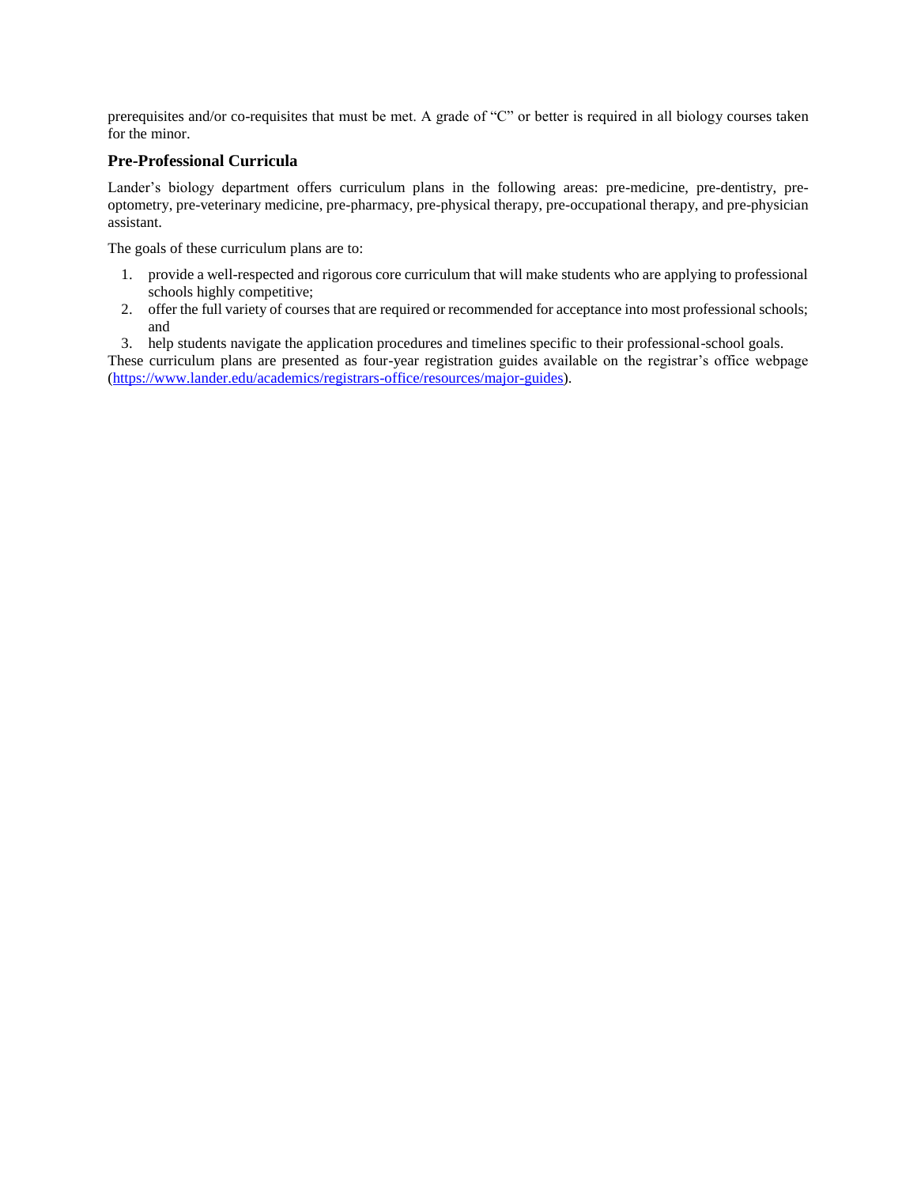prerequisites and/or co-requisites that must be met. A grade of "C" or better is required in all biology courses taken for the minor.

### Pre-Professional Curricula

Lander's biology department offers curriculum plans in the following areas: pre-medicine, pre-dentistry, pre-optometry, pre-veterinary medicine, pre-pharmacy, pre-physical therapy, pre-occupational therapy, and pre-physician assistant.

The goals of these curriculum plans are to:

1. provide a well-respected and rigorous core curriculum that will make students who are applying to professional schools highly competitive;
2. offer the full variety of courses that are required or recommended for acceptance into most professional schools; and
3. help students navigate the application procedures and timelines specific to their professional-school goals.

These curriculum plans are presented as four-year registration guides available on the registrar's office webpage (https://www.lander.edu/academics/registrars-office/resources/major-guides).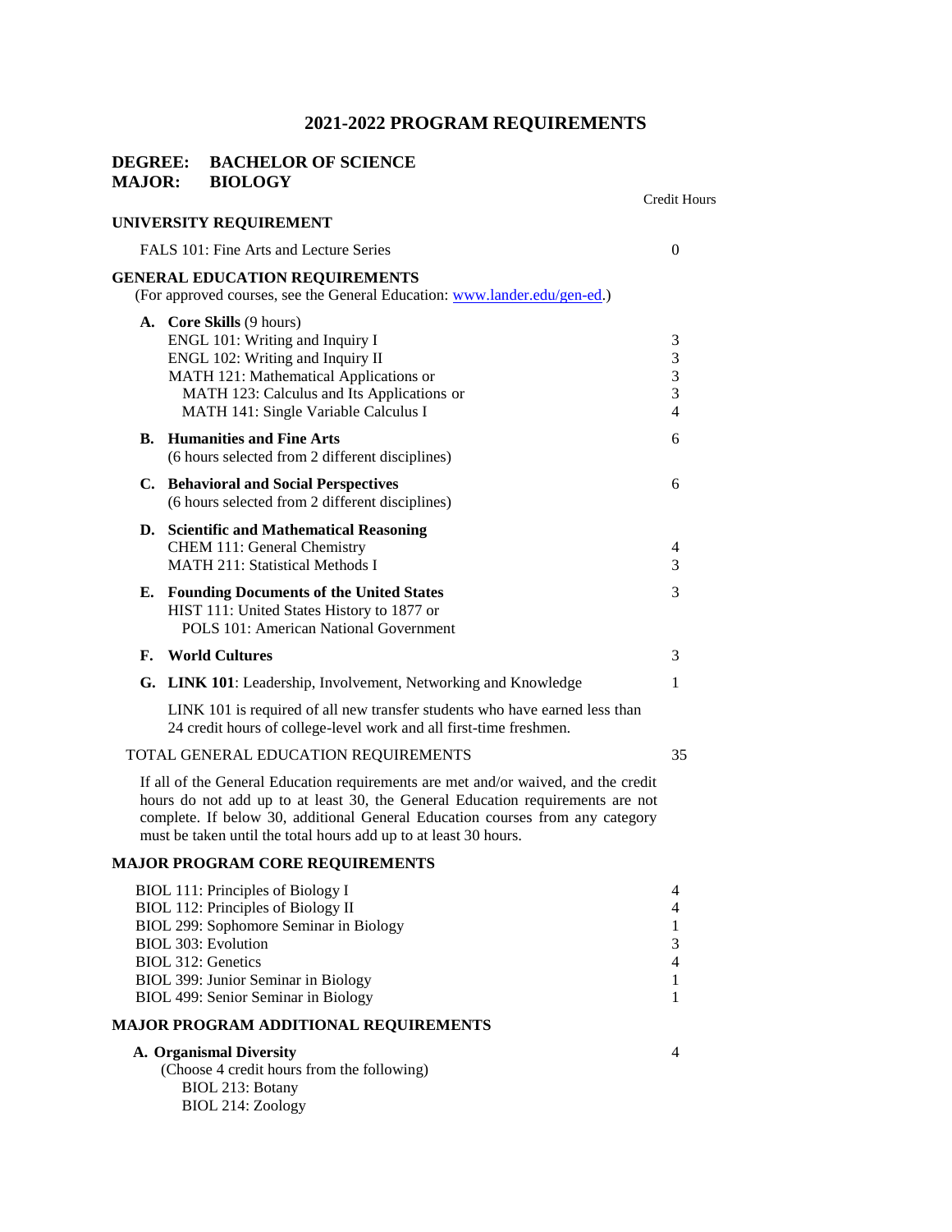# 2021-2022 PROGRAM REQUIREMENTS

**DEGREE: BACHELOR OF SCIENCE**
**MAJOR: BIOLOGY**

| | Credit Hours |
|---|---|
| **UNIVERSITY REQUIREMENT** | |
| FALS 101: Fine Arts and Lecture Series | 0 |
| **GENERAL EDUCATION REQUIREMENTS** (For approved courses, see the General Education: [www.lander.edu/gen-ed](www.lander.edu/gen-ed).) | |
| **A. Core Skills** (9 hours) | |
| ENGL 101: Writing and Inquiry I | 3 |
| ENGL 102: Writing and Inquiry II | 3 |
| MATH 121: Mathematical Applications or | 3 |
| MATH 123: Calculus and Its Applications or | 3 |
| MATH 141: Single Variable Calculus I | 4 |
| **B. Humanities and Fine Arts** (6 hours selected from 2 different disciplines) | 6 |
| **C. Behavioral and Social Perspectives** (6 hours selected from 2 different disciplines) | 6 |
| **D. Scientific and Mathematical Reasoning** | |
| CHEM 111: General Chemistry | 4 |
| MATH 211: Statistical Methods I | 3 |
| **E. Founding Documents of the United States** | 3 |
| HIST 111: United States History to 1877 or POLS 101: American National Government | |
| **F. World Cultures** | 3 |
| **G. LINK 101**: Leadership, Involvement, Networking and Knowledge | 1 |
| LINK 101 is required of all new transfer students who have earned less than 24 credit hours of college-level work and all first-time freshmen. | |
| TOTAL GENERAL EDUCATION REQUIREMENTS | 35 |

If all of the General Education requirements are met and/or waived, and the credit hours do not add up to at least 30, the General Education requirements are not complete. If below 30, additional General Education courses from any category must be taken until the total hours add up to at least 30 hours.

| | |
|---|---|
| **MAJOR PROGRAM CORE REQUIREMENTS** | |
| BIOL 111: Principles of Biology I | 4 |
| BIOL 112: Principles of Biology II | 4 |
| BIOL 299: Sophomore Seminar in Biology | 1 |
| BIOL 303: Evolution | 3 |
| BIOL 312: Genetics | 4 |
| BIOL 399: Junior Seminar in Biology | 1 |
| BIOL 499: Senior Seminar in Biology | 1 |
| **MAJOR PROGRAM ADDITIONAL REQUIREMENTS** | |
| **A. Organismal Diversity** | 4 |
| (Choose 4 credit hours from the following) | |
| BIOL 213: Botany | |
| BIOL 214: Zoology | |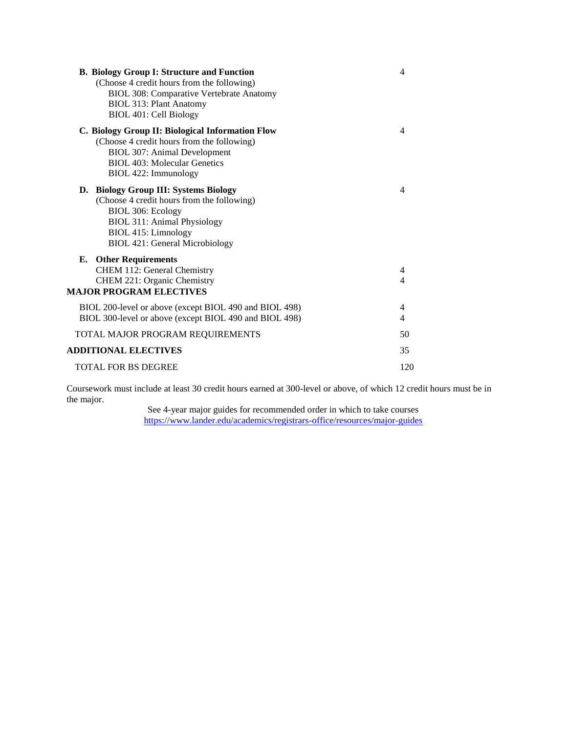| | |
|---|---|
| **B. Biology Group I: Structure and Function** | 4 |
| (Choose 4 credit hours from the following) | |
| BIOL 308: Comparative Vertebrate Anatomy | |
| BIOL 313: Plant Anatomy | |
| BIOL 401: Cell Biology | |
| **C. Biology Group II: Biological Information Flow** | 4 |
| (Choose 4 credit hours from the following) | |
| BIOL 307: Animal Development | |
| BIOL 403: Molecular Genetics | |
| BIOL 422: Immunology | |
| **D. Biology Group III: Systems Biology** | 4 |
| (Choose 4 credit hours from the following) | |
| BIOL 306: Ecology | |
| BIOL 311: Animal Physiology | |
| BIOL 415: Limnology | |
| BIOL 421: General Microbiology | |
| **E. Other Requirements** | |
| CHEM 112: General Chemistry | 4 |
| CHEM 221: Organic Chemistry | 4 |
| **MAJOR PROGRAM ELECTIVES** | |
| BIOL 200-level or above (except BIOL 490 and BIOL 498) | 4 |
| BIOL 300-level or above (except BIOL 490 and BIOL 498) | 4 |
| TOTAL MAJOR PROGRAM REQUIREMENTS | 50 |
| **ADDITIONAL ELECTIVES** | 35 |
| TOTAL FOR BS DEGREE | 120 |

Coursework must include at least 30 credit hours earned at 300-level or above, of which 12 credit hours must be in the major.

See 4-year major guides for recommended order in which to take courses
https://www.lander.edu/academics/registrars-office/resources/major-guides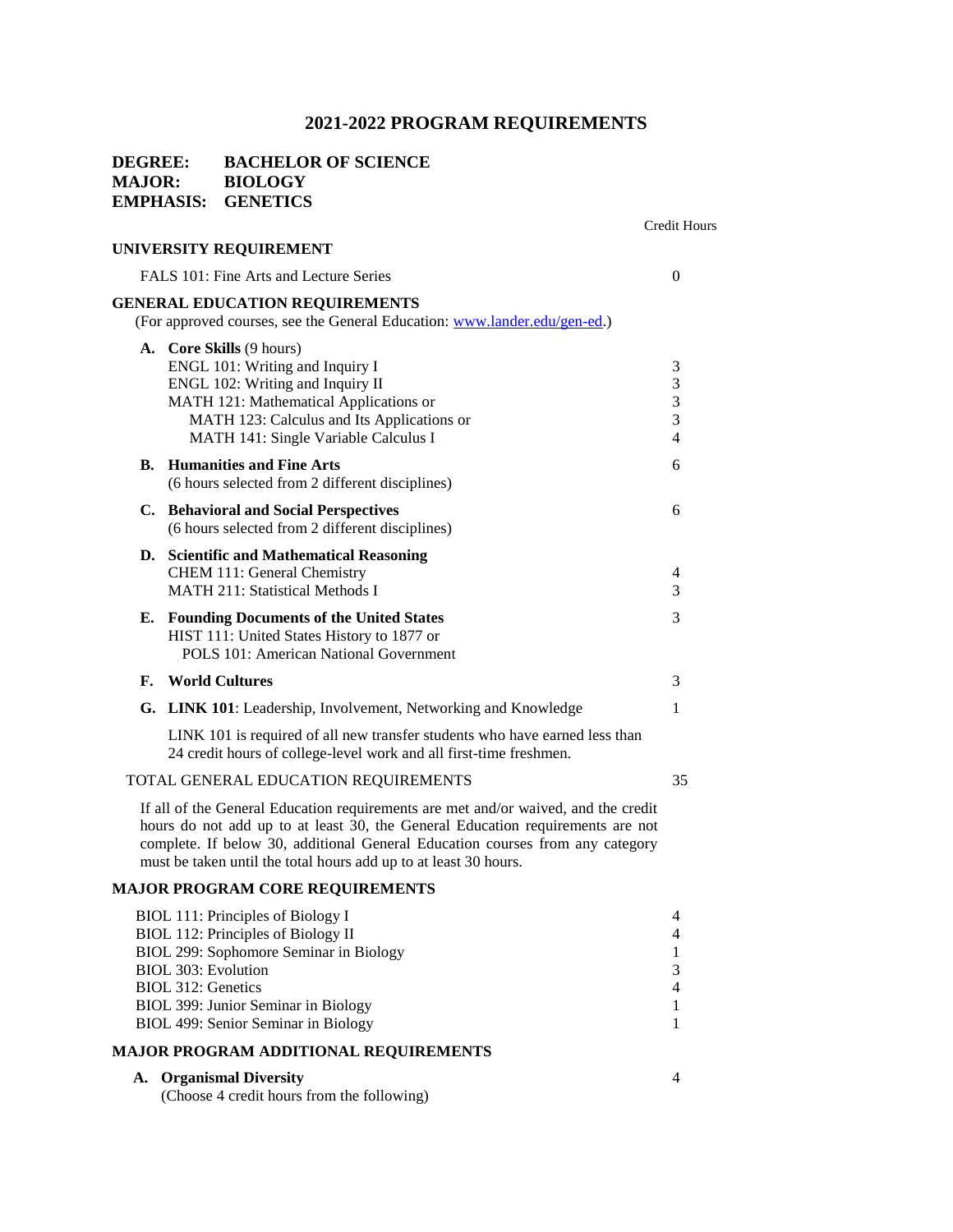# 2021-2022 PROGRAM REQUIREMENTS

**DEGREE:** **BACHELOR OF SCIENCE**
**MAJOR:** **BIOLOGY**
**EMPHASIS:** **GENETICS**

| | Credit Hours |
|---|---|
| **UNIVERSITY REQUIREMENT** | |
| FALS 101: Fine Arts and Lecture Series | 0 |
| **GENERAL EDUCATION REQUIREMENTS** (For approved courses, see the General Education: [www.lander.edu/gen-ed](www.lander.edu/gen-ed).) | |
| **A. Core Skills** (9 hours) | |
| ENGL 101: Writing and Inquiry I | 3 |
| ENGL 102: Writing and Inquiry II | 3 |
| MATH 121: Mathematical Applications or | 3 |
| MATH 123: Calculus and Its Applications or | 3 |
| MATH 141: Single Variable Calculus I | 4 |
| **B. Humanities and Fine Arts** (6 hours selected from 2 different disciplines) | 6 |
| **C. Behavioral and Social Perspectives** (6 hours selected from 2 different disciplines) | 6 |
| **D. Scientific and Mathematical Reasoning** | |
| CHEM 111: General Chemistry | 4 |
| MATH 211: Statistical Methods I | 3 |
| **E. Founding Documents of the United States** | 3 |
| HIST 111: United States History to 1877 or POLS 101: American National Government | |
| **F. World Cultures** | 3 |
| **G. LINK 101**: Leadership, Involvement, Networking and Knowledge | 1 |
| LINK 101 is required of all new transfer students who have earned less than 24 credit hours of college-level work and all first-time freshmen. | |
| TOTAL GENERAL EDUCATION REQUIREMENTS | 35 |

If all of the General Education requirements are met and/or waived, and the credit hours do not add up to at least 30, the General Education requirements are not complete. If below 30, additional General Education courses from any category must be taken until the total hours add up to at least 30 hours.

| **MAJOR PROGRAM CORE REQUIREMENTS** | |
|---|---|
| BIOL 111: Principles of Biology I | 4 |
| BIOL 112: Principles of Biology II | 4 |
| BIOL 299: Sophomore Seminar in Biology | 1 |
| BIOL 303: Evolution | 3 |
| BIOL 312: Genetics | 4 |
| BIOL 399: Junior Seminar in Biology | 1 |
| BIOL 499: Senior Seminar in Biology | 1 |
| **MAJOR PROGRAM ADDITIONAL REQUIREMENTS** | |
| **A. Organismal Diversity** (Choose 4 credit hours from the following) | 4 |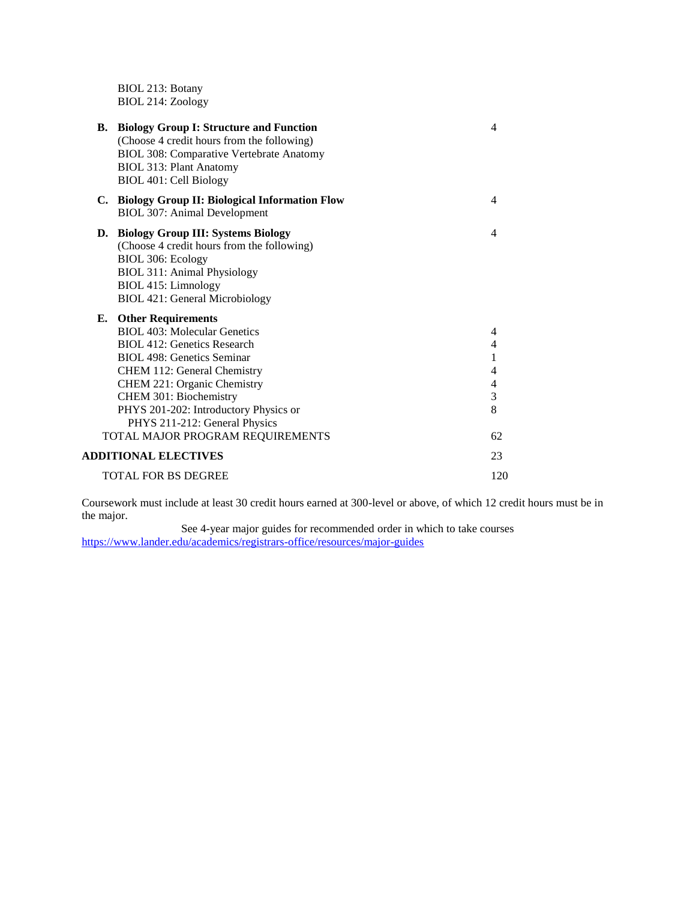BIOL 213: Botany
BIOL 214: Zoology

| | | |
|---|---|---|
| **B.** | **Biology Group I: Structure and Function**<br>(Choose 4 credit hours from the following)<br>BIOL 308: Comparative Vertebrate Anatomy<br>BIOL 313: Plant Anatomy<br>BIOL 401: Cell Biology | 4 |
| **C.** | **Biology Group II: Biological Information Flow**<br>BIOL 307: Animal Development | 4 |
| **D.** | **Biology Group III: Systems Biology**<br>(Choose 4 credit hours from the following)<br>BIOL 306: Ecology<br>BIOL 311: Animal Physiology<br>BIOL 415: Limnology<br>BIOL 421: General Microbiology | 4 |
| **E.** | **Other Requirements** | |
| | BIOL 403: Molecular Genetics | 4 |
| | BIOL 412: Genetics Research | 4 |
| | BIOL 498: Genetics Seminar | 1 |
| | CHEM 112: General Chemistry | 4 |
| | CHEM 221: Organic Chemistry | 4 |
| | CHEM 301: Biochemistry | 3 |
| | PHYS 201-202: Introductory Physics or<br>PHYS 211-212: General Physics | 8 |
| | TOTAL MAJOR PROGRAM REQUIREMENTS | 62 |
| **ADDITIONAL ELECTIVES** | | 23 |
| | TOTAL FOR BS DEGREE | 120 |

Coursework must include at least 30 credit hours earned at 300-level or above, of which 12 credit hours must be in the major.

See 4-year major guides for recommended order in which to take courses
https://www.lander.edu/academics/registrars-office/resources/major-guides